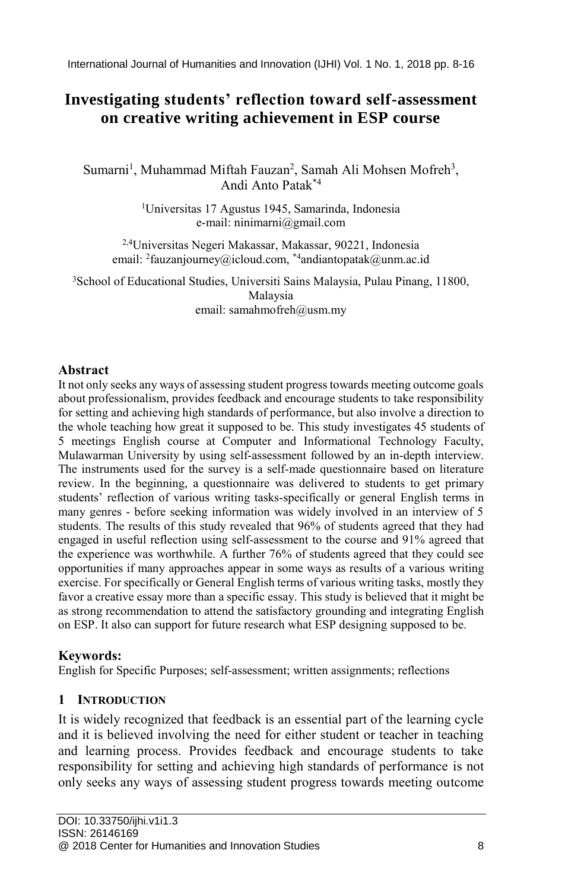# Investigating students' reflection toward self-assessment on creative writing achievement in ESP course

Sumarni[1], Muhammad Miftah Fauzan[2], Samah Ali Mohsen Mofreh[3], Andi Anto Patak[*4]

[1]Universitas 17 Agustus 1945, Samarinda, Indonesia
e-mail: ninimarni@gmail.com

[2,4]Universitas Negeri Makassar, Makassar, 90221, Indonesia
email: [2]fauzanjourney@icloud.com, [*4]andiantopatak@unm.ac.id

[3]School of Educational Studies, Universiti Sains Malaysia, Pulau Pinang, 11800, Malaysia
email: samahmofreh@usm.my

## Abstract

It not only seeks any ways of assessing student progress towards meeting outcome goals about professionalism, provides feedback and encourage students to take responsibility for setting and achieving high standards of performance, but also involve a direction to the whole teaching how great it supposed to be. This study investigates 45 students of 5 meetings English course at Computer and Informational Technology Faculty, Mulawarman University by using self-assessment followed by an in-depth interview. The instruments used for the survey is a self-made questionnaire based on literature review. In the beginning, a questionnaire was delivered to students to get primary students' reflection of various writing tasks-specifically or general English terms in many genres - before seeking information was widely involved in an interview of 5 students. The results of this study revealed that 96% of students agreed that they had engaged in useful reflection using self-assessment to the course and 91% agreed that the experience was worthwhile. A further 76% of students agreed that they could see opportunities if many approaches appear in some ways as results of a various writing exercise. For specifically or General English terms of various writing tasks, mostly they favor a creative essay more than a specific essay. This study is believed that it might be as strong recommendation to attend the satisfactory grounding and integrating English on ESP. It also can support for future research what ESP designing supposed to be.

## Keywords:

English for Specific Purposes; self-assessment; written assignments; reflections

## 1 Introduction

It is widely recognized that feedback is an essential part of the learning cycle and it is believed involving the need for either student or teacher in teaching and learning process. Provides feedback and encourage students to take responsibility for setting and achieving high standards of performance is not only seeks any ways of assessing student progress towards meeting outcome

DOI: 10.33750/ijhi.v1i1.3
ISSN: 26146169
@ 2018 Center for Humanities and Innovation Studies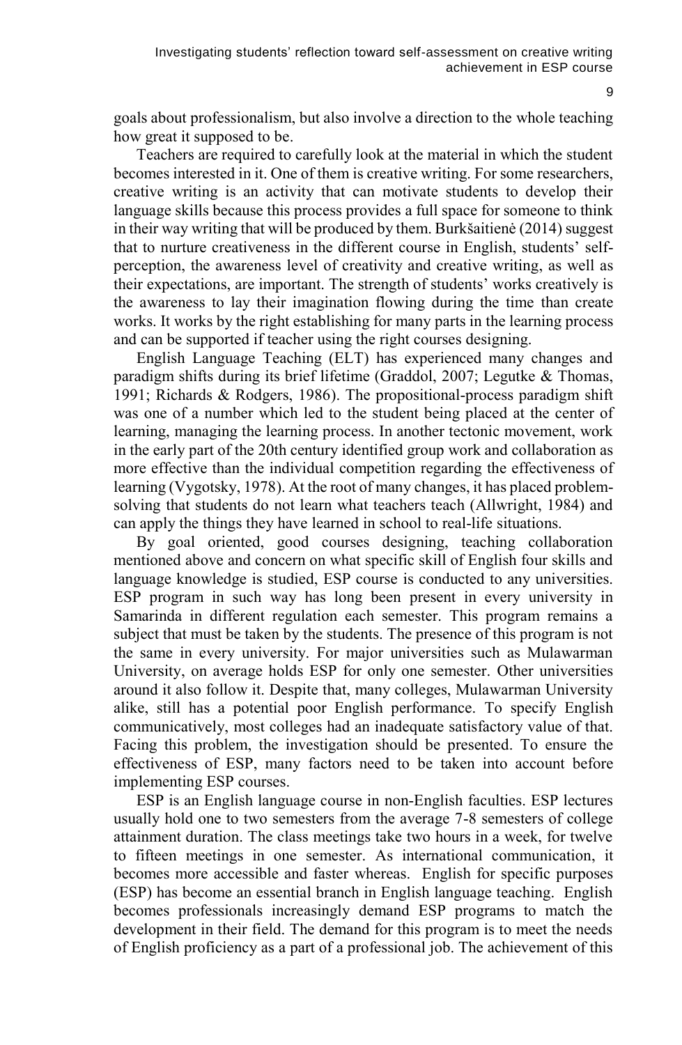goals about professionalism, but also involve a direction to the whole teaching how great it supposed to be.

Teachers are required to carefully look at the material in which the student becomes interested in it. One of them is creative writing. For some researchers, creative writing is an activity that can motivate students to develop their language skills because this process provides a full space for someone to think in their way writing that will be produced by them. Burkšaitienė (2014) suggest that to nurture creativeness in the different course in English, students' self-perception, the awareness level of creativity and creative writing, as well as their expectations, are important. The strength of students' works creatively is the awareness to lay their imagination flowing during the time than create works. It works by the right establishing for many parts in the learning process and can be supported if teacher using the right courses designing.

English Language Teaching (ELT) has experienced many changes and paradigm shifts during its brief lifetime (Graddol, 2007; Legutke & Thomas, 1991; Richards & Rodgers, 1986). The propositional-process paradigm shift was one of a number which led to the student being placed at the center of learning, managing the learning process. In another tectonic movement, work in the early part of the 20th century identified group work and collaboration as more effective than the individual competition regarding the effectiveness of learning (Vygotsky, 1978). At the root of many changes, it has placed problem-solving that students do not learn what teachers teach (Allwright, 1984) and can apply the things they have learned in school to real-life situations.

By goal oriented, good courses designing, teaching collaboration mentioned above and concern on what specific skill of English four skills and language knowledge is studied, ESP course is conducted to any universities. ESP program in such way has long been present in every university in Samarinda in different regulation each semester. This program remains a subject that must be taken by the students. The presence of this program is not the same in every university. For major universities such as Mulawarman University, on average holds ESP for only one semester. Other universities around it also follow it. Despite that, many colleges, Mulawarman University alike, still has a potential poor English performance. To specify English communicatively, most colleges had an inadequate satisfactory value of that. Facing this problem, the investigation should be presented. To ensure the effectiveness of ESP, many factors need to be taken into account before implementing ESP courses.

ESP is an English language course in non-English faculties. ESP lectures usually hold one to two semesters from the average 7-8 semesters of college attainment duration. The class meetings take two hours in a week, for twelve to fifteen meetings in one semester. As international communication, it becomes more accessible and faster whereas. English for specific purposes (ESP) has become an essential branch in English language teaching. English becomes professionals increasingly demand ESP programs to match the development in their field. The demand for this program is to meet the needs of English proficiency as a part of a professional job. The achievement of this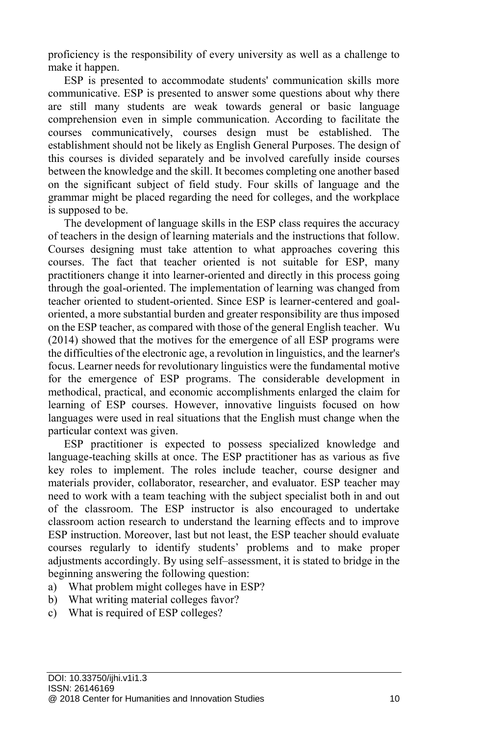proficiency is the responsibility of every university as well as a challenge to make it happen.

ESP is presented to accommodate students' communication skills more communicative. ESP is presented to answer some questions about why there are still many students are weak towards general or basic language comprehension even in simple communication. According to facilitate the courses communicatively, courses design must be established. The establishment should not be likely as English General Purposes. The design of this courses is divided separately and be involved carefully inside courses between the knowledge and the skill. It becomes completing one another based on the significant subject of field study. Four skills of language and the grammar might be placed regarding the need for colleges, and the workplace is supposed to be.

The development of language skills in the ESP class requires the accuracy of teachers in the design of learning materials and the instructions that follow. Courses designing must take attention to what approaches covering this courses. The fact that teacher oriented is not suitable for ESP, many practitioners change it into learner-oriented and directly in this process going through the goal-oriented. The implementation of learning was changed from teacher oriented to student-oriented. Since ESP is learner-centered and goal-oriented, a more substantial burden and greater responsibility are thus imposed on the ESP teacher, as compared with those of the general English teacher. Wu (2014) showed that the motives for the emergence of all ESP programs were the difficulties of the electronic age, a revolution in linguistics, and the learner's focus. Learner needs for revolutionary linguistics were the fundamental motive for the emergence of ESP programs. The considerable development in methodical, practical, and economic accomplishments enlarged the claim for learning of ESP courses. However, innovative linguists focused on how languages were used in real situations that the English must change when the particular context was given.

ESP practitioner is expected to possess specialized knowledge and language-teaching skills at once. The ESP practitioner has as various as five key roles to implement. The roles include teacher, course designer and materials provider, collaborator, researcher, and evaluator. ESP teacher may need to work with a team teaching with the subject specialist both in and out of the classroom. The ESP instructor is also encouraged to undertake classroom action research to understand the learning effects and to improve ESP instruction. Moreover, last but not least, the ESP teacher should evaluate courses regularly to identify students' problems and to make proper adjustments accordingly. By using self–assessment, it is stated to bridge in the beginning answering the following question:

a) What problem might colleges have in ESP?
b) What writing material colleges favor?
c) What is required of ESP colleges?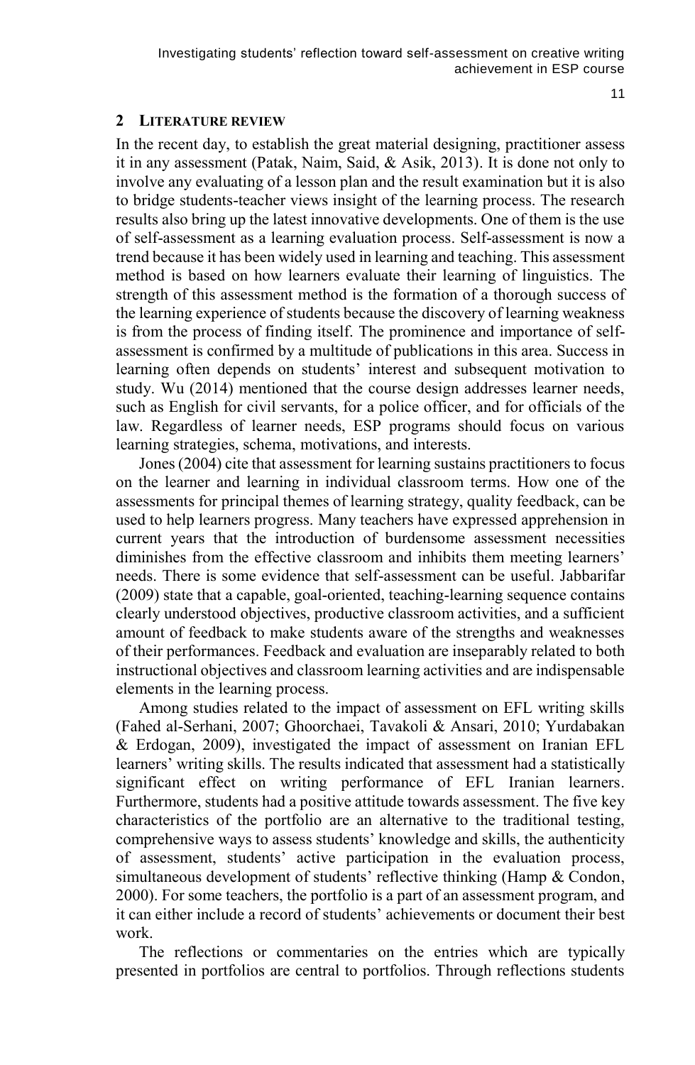## 2 LITERATURE REVIEW

In the recent day, to establish the great material designing, practitioner assess it in any assessment (Patak, Naim, Said, & Asik, 2013). It is done not only to involve any evaluating of a lesson plan and the result examination but it is also to bridge students-teacher views insight of the learning process. The research results also bring up the latest innovative developments. One of them is the use of self-assessment as a learning evaluation process. Self-assessment is now a trend because it has been widely used in learning and teaching. This assessment method is based on how learners evaluate their learning of linguistics. The strength of this assessment method is the formation of a thorough success of the learning experience of students because the discovery of learning weakness is from the process of finding itself. The prominence and importance of self-assessment is confirmed by a multitude of publications in this area. Success in learning often depends on students' interest and subsequent motivation to study. Wu (2014) mentioned that the course design addresses learner needs, such as English for civil servants, for a police officer, and for officials of the law. Regardless of learner needs, ESP programs should focus on various learning strategies, schema, motivations, and interests.

Jones (2004) cite that assessment for learning sustains practitioners to focus on the learner and learning in individual classroom terms. How one of the assessments for principal themes of learning strategy, quality feedback, can be used to help learners progress. Many teachers have expressed apprehension in current years that the introduction of burdensome assessment necessities diminishes from the effective classroom and inhibits them meeting learners' needs. There is some evidence that self-assessment can be useful. Jabbarifar (2009) state that a capable, goal-oriented, teaching-learning sequence contains clearly understood objectives, productive classroom activities, and a sufficient amount of feedback to make students aware of the strengths and weaknesses of their performances. Feedback and evaluation are inseparably related to both instructional objectives and classroom learning activities and are indispensable elements in the learning process.

Among studies related to the impact of assessment on EFL writing skills (Fahed al-Serhani, 2007; Ghoorchaei, Tavakoli & Ansari, 2010; Yurdabakan & Erdogan, 2009), investigated the impact of assessment on Iranian EFL learners' writing skills. The results indicated that assessment had a statistically significant effect on writing performance of EFL Iranian learners. Furthermore, students had a positive attitude towards assessment. The five key characteristics of the portfolio are an alternative to the traditional testing, comprehensive ways to assess students' knowledge and skills, the authenticity of assessment, students' active participation in the evaluation process, simultaneous development of students' reflective thinking (Hamp & Condon, 2000). For some teachers, the portfolio is a part of an assessment program, and it can either include a record of students' achievements or document their best work.

The reflections or commentaries on the entries which are typically presented in portfolios are central to portfolios. Through reflections students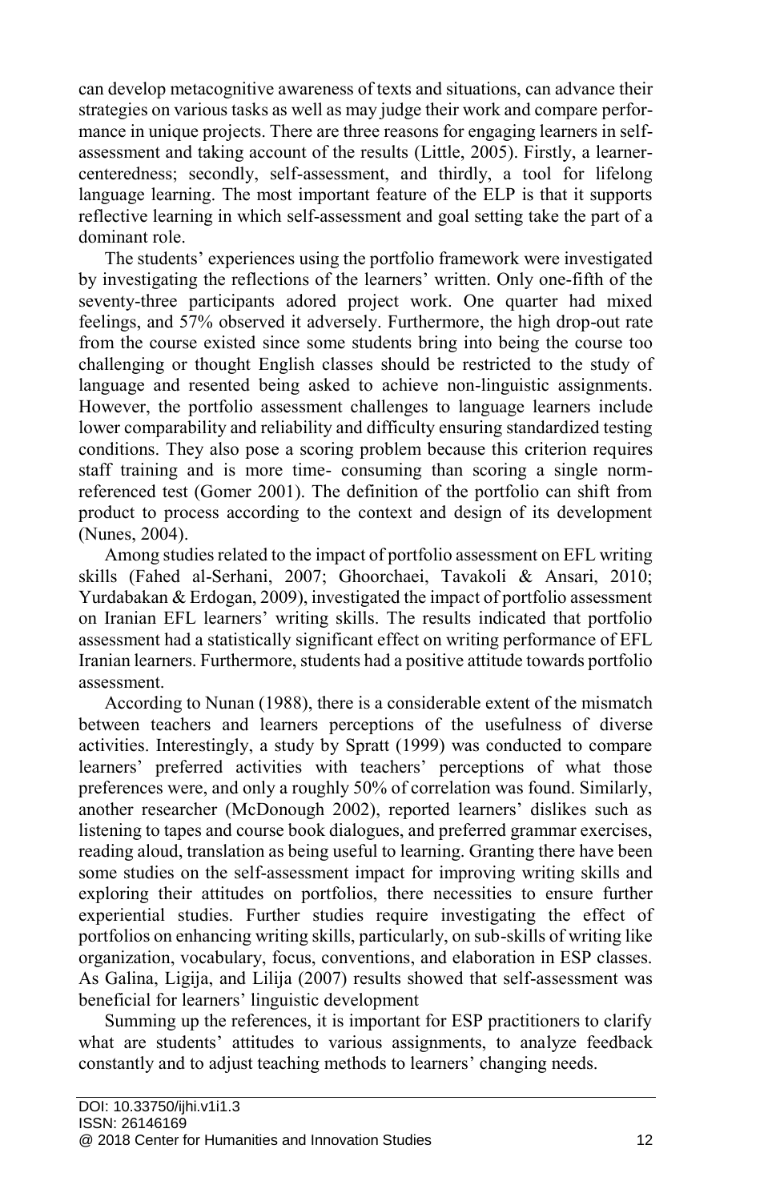can develop metacognitive awareness of texts and situations, can advance their strategies on various tasks as well as may judge their work and compare performance in unique projects. There are three reasons for engaging learners in self-assessment and taking account of the results (Little, 2005). Firstly, a learner-centeredness; secondly, self-assessment, and thirdly, a tool for lifelong language learning. The most important feature of the ELP is that it supports reflective learning in which self-assessment and goal setting take the part of a dominant role.

The students' experiences using the portfolio framework were investigated by investigating the reflections of the learners' written. Only one-fifth of the seventy-three participants adored project work. One quarter had mixed feelings, and 57% observed it adversely. Furthermore, the high drop-out rate from the course existed since some students bring into being the course too challenging or thought English classes should be restricted to the study of language and resented being asked to achieve non-linguistic assignments. However, the portfolio assessment challenges to language learners include lower comparability and reliability and difficulty ensuring standardized testing conditions. They also pose a scoring problem because this criterion requires staff training and is more time- consuming than scoring a single norm-referenced test (Gomer 2001). The definition of the portfolio can shift from product to process according to the context and design of its development (Nunes, 2004).

Among studies related to the impact of portfolio assessment on EFL writing skills (Fahed al-Serhani, 2007; Ghoorchaei, Tavakoli & Ansari, 2010; Yurdabakan & Erdogan, 2009), investigated the impact of portfolio assessment on Iranian EFL learners' writing skills. The results indicated that portfolio assessment had a statistically significant effect on writing performance of EFL Iranian learners. Furthermore, students had a positive attitude towards portfolio assessment.

According to Nunan (1988), there is a considerable extent of the mismatch between teachers and learners perceptions of the usefulness of diverse activities. Interestingly, a study by Spratt (1999) was conducted to compare learners' preferred activities with teachers' perceptions of what those preferences were, and only a roughly 50% of correlation was found. Similarly, another researcher (McDonough 2002), reported learners' dislikes such as listening to tapes and course book dialogues, and preferred grammar exercises, reading aloud, translation as being useful to learning. Granting there have been some studies on the self-assessment impact for improving writing skills and exploring their attitudes on portfolios, there necessities to ensure further experiential studies. Further studies require investigating the effect of portfolios on enhancing writing skills, particularly, on sub-skills of writing like organization, vocabulary, focus, conventions, and elaboration in ESP classes. As Galina, Ligija, and Lilija (2007) results showed that self-assessment was beneficial for learners' linguistic development

Summing up the references, it is important for ESP practitioners to clarify what are students' attitudes to various assignments, to analyze feedback constantly and to adjust teaching methods to learners' changing needs.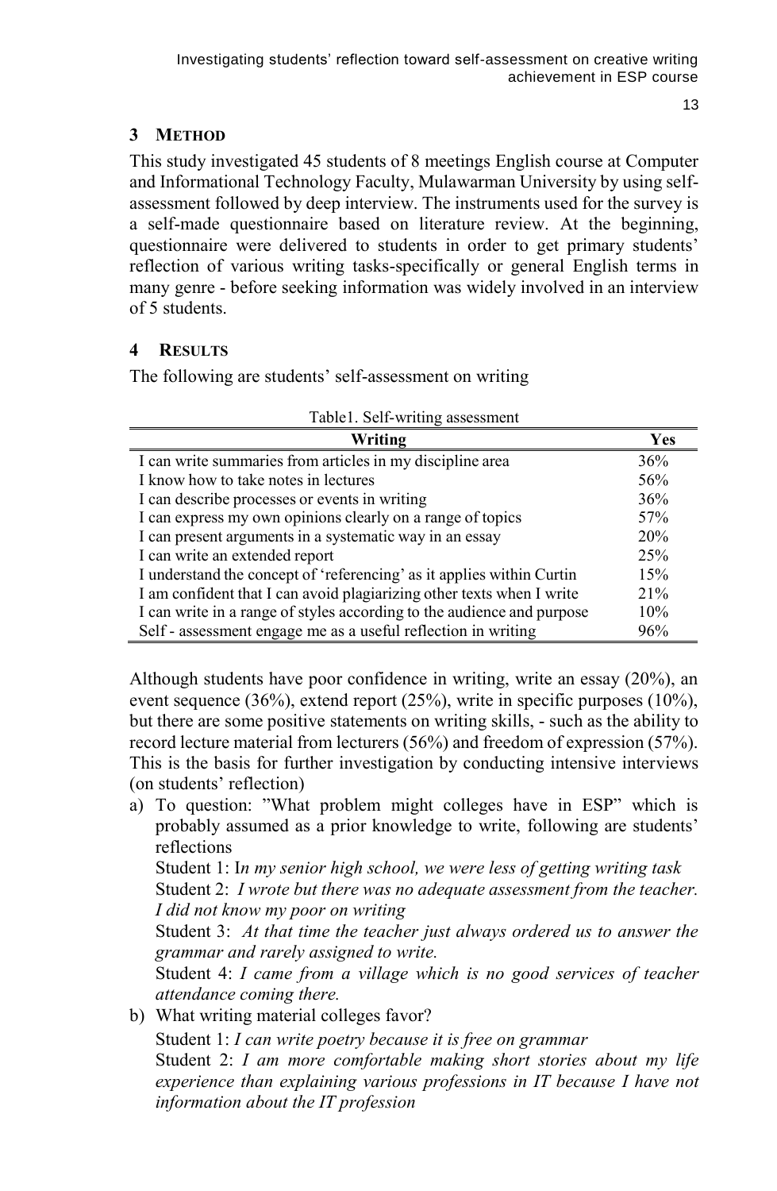## 3 METHOD

This study investigated 45 students of 8 meetings English course at Computer and Informational Technology Faculty, Mulawarman University by using self-assessment followed by deep interview. The instruments used for the survey is a self-made questionnaire based on literature review. At the beginning, questionnaire were delivered to students in order to get primary students' reflection of various writing tasks-specifically or general English terms in many genre - before seeking information was widely involved in an interview of 5 students.

## 4 RESULTS

The following are students' self-assessment on writing

Table1. Self-writing assessment

| Writing | Yes |
|---|---|
| I can write summaries from articles in my discipline area | 36% |
| I know how to take notes in lectures | 56% |
| I can describe processes or events in writing | 36% |
| I can express my own opinions clearly on a range of topics | 57% |
| I can present arguments in a systematic way in an essay | 20% |
| I can write an extended report | 25% |
| I understand the concept of 'referencing' as it applies within Curtin | 15% |
| I am confident that I can avoid plagiarizing other texts when I write | 21% |
| I can write in a range of styles according to the audience and purpose | 10% |
| Self - assessment engage me as a useful reflection in writing | 96% |

Although students have poor confidence in writing, write an essay (20%), an event sequence (36%), extend report (25%), write in specific purposes (10%), but there are some positive statements on writing skills, - such as the ability to record lecture material from lecturers (56%) and freedom of expression (57%). This is the basis for further investigation by conducting intensive interviews (on students' reflection)

a) To question: "What problem might colleges have in ESP" which is probably assumed as a prior knowledge to write, following are students' reflections

   Student 1: I*n my senior high school, we were less of getting writing task*

   Student 2: *I wrote but there was no adequate assessment from the teacher. I did not know my poor on writing*

   Student 3: *At that time the teacher just always ordered us to answer the grammar and rarely assigned to write.*

   Student 4: *I came from a village which is no good services of teacher attendance coming there.*

b) What writing material colleges favor?

   Student 1: *I can write poetry because it is free on grammar*

   Student 2: *I am more comfortable making short stories about my life experience than explaining various professions in IT because I have not information about the IT profession*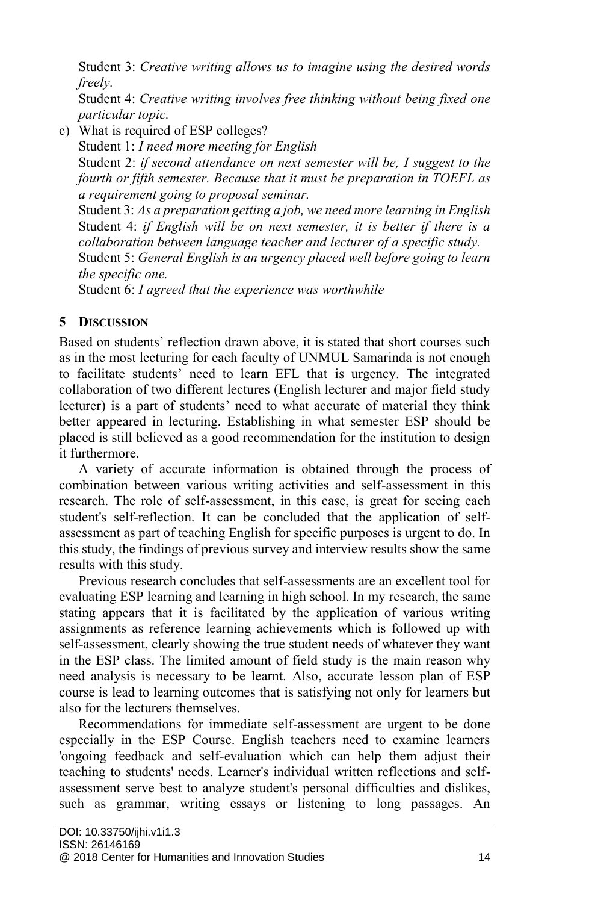Student 3: *Creative writing allows us to imagine using the desired words freely.*

Student 4: *Creative writing involves free thinking without being fixed one particular topic.*

c) What is required of ESP colleges?

Student 1: *I need more meeting for English*

Student 2: *if second attendance on next semester will be, I suggest to the fourth or fifth semester. Because that it must be preparation in TOEFL as a requirement going to proposal seminar.*

Student 3: *As a preparation getting a job, we need more learning in English*

Student 4: *if English will be on next semester, it is better if there is a collaboration between language teacher and lecturer of a specific study.*

Student 5: *General English is an urgency placed well before going to learn the specific one.*

Student 6: *I agreed that the experience was worthwhile*

## 5 DISCUSSION

Based on students' reflection drawn above, it is stated that short courses such as in the most lecturing for each faculty of UNMUL Samarinda is not enough to facilitate students' need to learn EFL that is urgency. The integrated collaboration of two different lectures (English lecturer and major field study lecturer) is a part of students' need to what accurate of material they think better appeared in lecturing. Establishing in what semester ESP should be placed is still believed as a good recommendation for the institution to design it furthermore.

A variety of accurate information is obtained through the process of combination between various writing activities and self-assessment in this research. The role of self-assessment, in this case, is great for seeing each student's self-reflection. It can be concluded that the application of self-assessment as part of teaching English for specific purposes is urgent to do. In this study, the findings of previous survey and interview results show the same results with this study.

Previous research concludes that self-assessments are an excellent tool for evaluating ESP learning and learning in high school. In my research, the same stating appears that it is facilitated by the application of various writing assignments as reference learning achievements which is followed up with self-assessment, clearly showing the true student needs of whatever they want in the ESP class. The limited amount of field study is the main reason why need analysis is necessary to be learnt. Also, accurate lesson plan of ESP course is lead to learning outcomes that is satisfying not only for learners but also for the lecturers themselves.

Recommendations for immediate self-assessment are urgent to be done especially in the ESP Course. English teachers need to examine learners 'ongoing feedback and self-evaluation which can help them adjust their teaching to students' needs. Learner's individual written reflections and self-assessment serve best to analyze student's personal difficulties and dislikes, such as grammar, writing essays or listening to long passages. An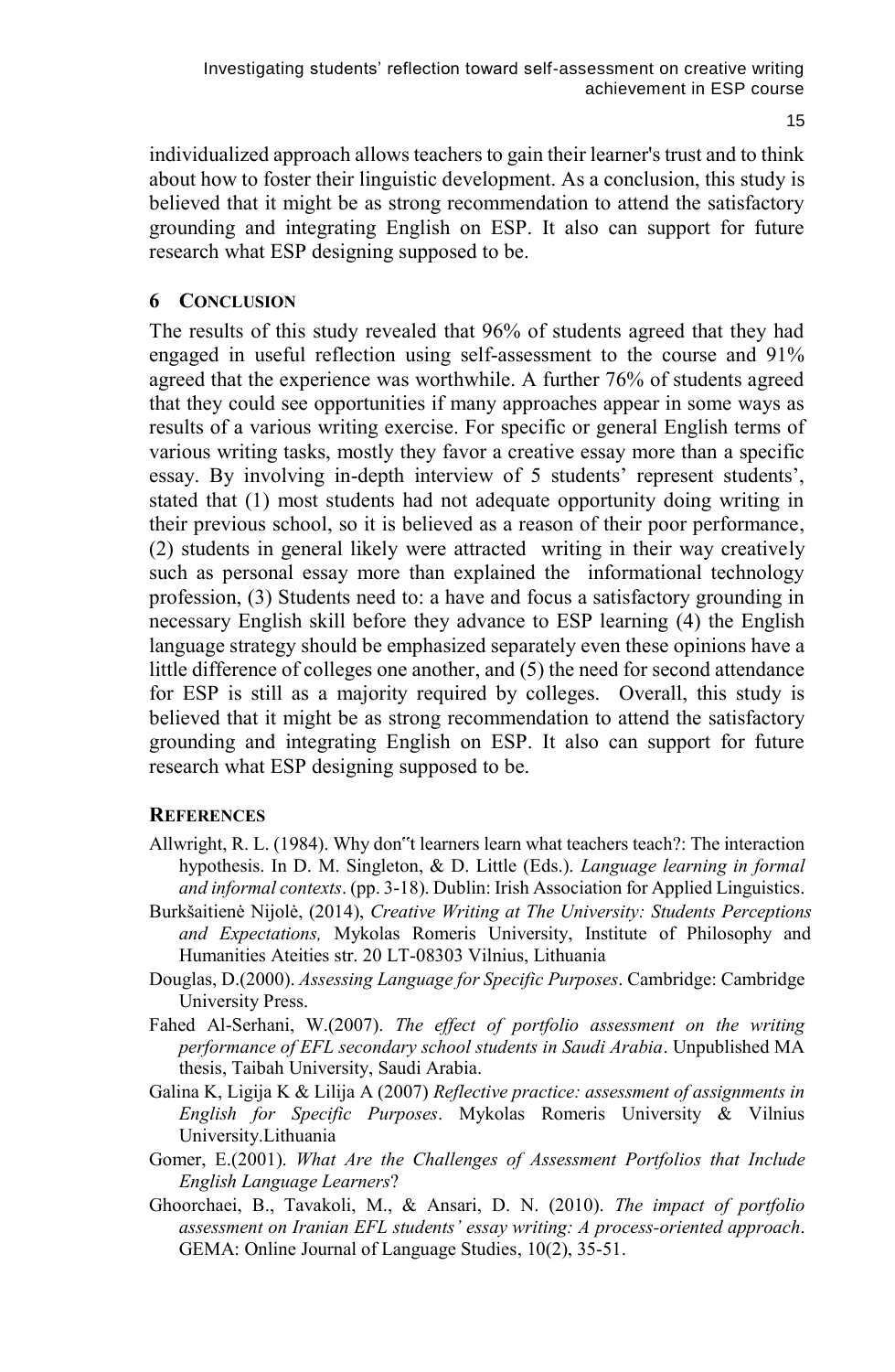individualized approach allows teachers to gain their learner's trust and to think about how to foster their linguistic development. As a conclusion, this study is believed that it might be as strong recommendation to attend the satisfactory grounding and integrating English on ESP. It also can support for future research what ESP designing supposed to be.

## 6 CONCLUSION

The results of this study revealed that 96% of students agreed that they had engaged in useful reflection using self-assessment to the course and 91% agreed that the experience was worthwhile. A further 76% of students agreed that they could see opportunities if many approaches appear in some ways as results of a various writing exercise. For specific or general English terms of various writing tasks, mostly they favor a creative essay more than a specific essay. By involving in-depth interview of 5 students' represent students', stated that (1) most students had not adequate opportunity doing writing in their previous school, so it is believed as a reason of their poor performance, (2) students in general likely were attracted writing in their way creatively such as personal essay more than explained the informational technology profession, (3) Students need to: a have and focus a satisfactory grounding in necessary English skill before they advance to ESP learning (4) the English language strategy should be emphasized separately even these opinions have a little difference of colleges one another, and (5) the need for second attendance for ESP is still as a majority required by colleges. Overall, this study is believed that it might be as strong recommendation to attend the satisfactory grounding and integrating English on ESP. It also can support for future research what ESP designing supposed to be.

## REFERENCES

Allwright, R. L. (1984). Why don"t learners learn what teachers teach?: The interaction hypothesis. In D. M. Singleton, & D. Little (Eds.). *Language learning in formal and informal contexts*. (pp. 3-18). Dublin: Irish Association for Applied Linguistics.

Burkšaitienė Nijolė, (2014), *Creative Writing at The University: Students Perceptions and Expectations,* Mykolas Romeris University, Institute of Philosophy and Humanities Ateities str. 20 LT-08303 Vilnius, Lithuania

Douglas, D.(2000). *Assessing Language for Specific Purposes*. Cambridge: Cambridge University Press.

Fahed Al-Serhani, W.(2007). *The effect of portfolio assessment on the writing performance of EFL secondary school students in Saudi Arabia*. Unpublished MA thesis, Taibah University, Saudi Arabia.

Galina K, Ligija K & Lilija A (2007) *Reflective practice: assessment of assignments in English for Specific Purposes*. Mykolas Romeris University & Vilnius University.Lithuania

Gomer, E.(2001). *What Are the Challenges of Assessment Portfolios that Include English Language Learners*?

Ghoorchaei, B., Tavakoli, M., & Ansari, D. N. (2010). *The impact of portfolio assessment on Iranian EFL students' essay writing: A process-oriented approach*. GEMA: Online Journal of Language Studies, 10(2), 35-51.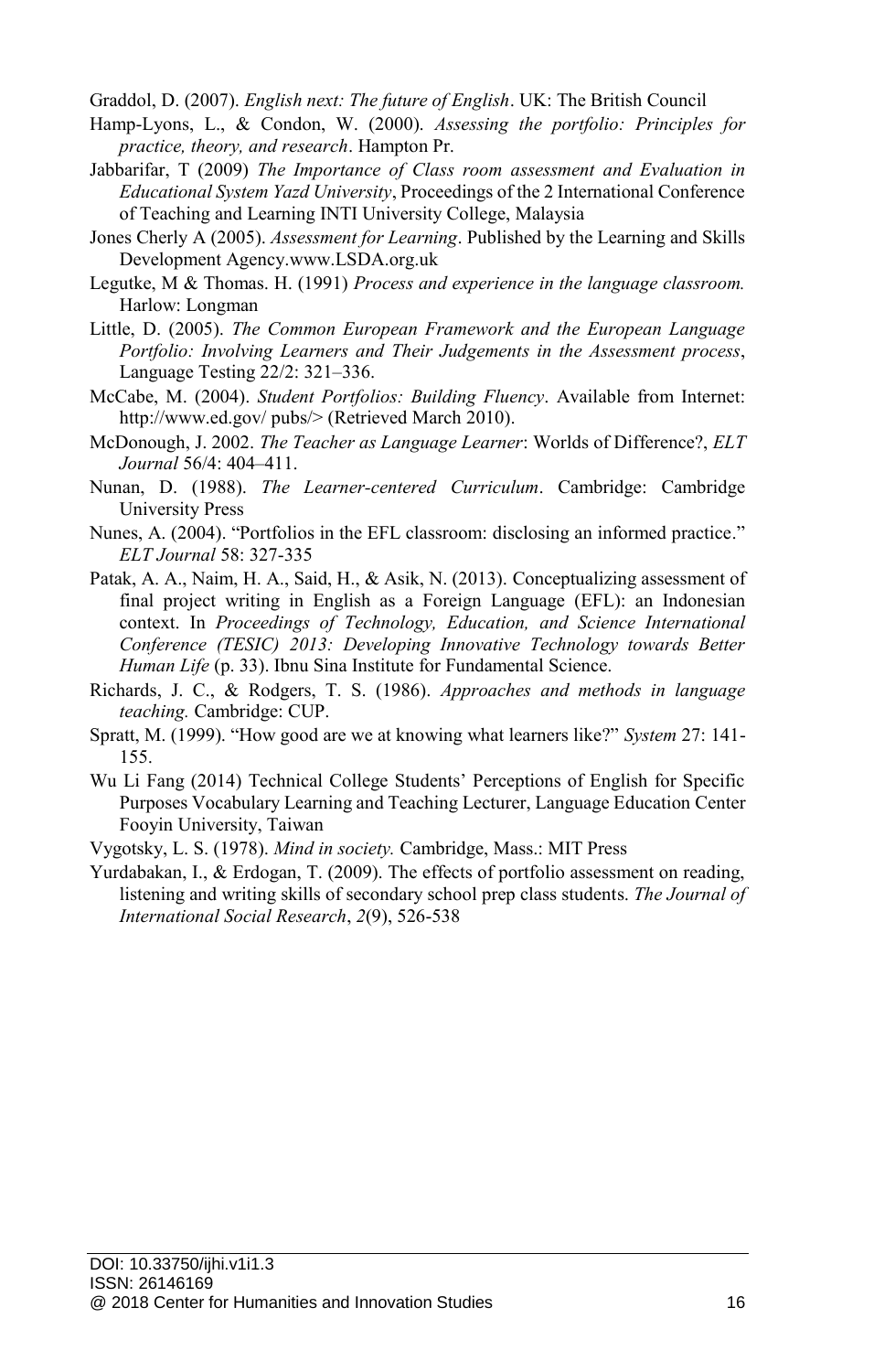Graddol, D. (2007). *English next: The future of English*. UK: The British Council

Hamp-Lyons, L., & Condon, W. (2000). *Assessing the portfolio: Principles for practice, theory, and research*. Hampton Pr.

Jabbarifar, T (2009) *The Importance of Class room assessment and Evaluation in Educational System Yazd University*, Proceedings of the 2 International Conference of Teaching and Learning INTI University College, Malaysia

Jones Cherly A (2005). *Assessment for Learning*. Published by the Learning and Skills Development Agency.www.LSDA.org.uk

Legutke, M & Thomas. H. (1991) *Process and experience in the language classroom.* Harlow: Longman

Little, D. (2005). *The Common European Framework and the European Language Portfolio: Involving Learners and Their Judgements in the Assessment process*, Language Testing 22/2: 321–336.

McCabe, M. (2004). *Student Portfolios: Building Fluency*. Available from Internet: http://www.ed.gov/ pubs/> (Retrieved March 2010).

McDonough, J. 2002. *The Teacher as Language Learner*: Worlds of Difference?, *ELT Journal* 56/4: 404–411.

Nunan, D. (1988). *The Learner-centered Curriculum*. Cambridge: Cambridge University Press

Nunes, A. (2004). "Portfolios in the EFL classroom: disclosing an informed practice." *ELT Journal* 58: 327-335

Patak, A. A., Naim, H. A., Said, H., & Asik, N. (2013). Conceptualizing assessment of final project writing in English as a Foreign Language (EFL): an Indonesian context. In *Proceedings of Technology, Education, and Science International Conference (TESIC) 2013: Developing Innovative Technology towards Better Human Life* (p. 33). Ibnu Sina Institute for Fundamental Science.

Richards, J. C., & Rodgers, T. S. (1986). *Approaches and methods in language teaching.* Cambridge: CUP.

Spratt, M. (1999). "How good are we at knowing what learners like?" *System* 27: 141-155.

Wu Li Fang (2014) Technical College Students' Perceptions of English for Specific Purposes Vocabulary Learning and Teaching Lecturer, Language Education Center Fooyin University, Taiwan

Vygotsky, L. S. (1978). *Mind in society.* Cambridge, Mass.: MIT Press

Yurdabakan, I., & Erdogan, T. (2009). The effects of portfolio assessment on reading, listening and writing skills of secondary school prep class students. *The Journal of International Social Research*, *2*(9), 526-538